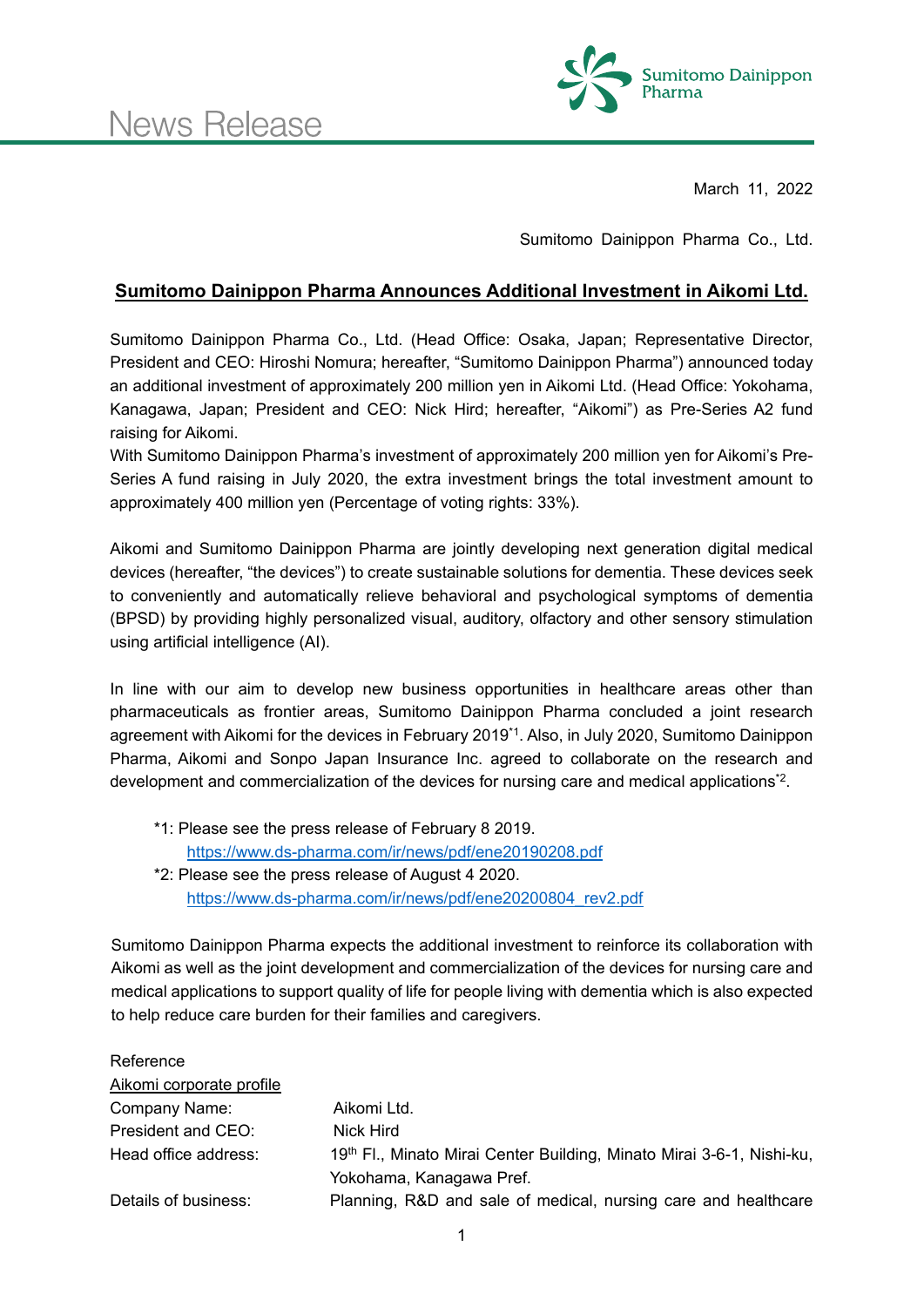News Release

Sumitomo Dainippon Pharma

March 11, 2022

Sumitomo Dainippon Pharma Co., Ltd.

# Sumitomo Dainippon Pharma Announces Additional Investment in Aikomi Ltd.

Sumitomo Dainippon Pharma Co., Ltd. (Head Office: Osaka, Japan; Representative Director, President and CEO: Hiroshi Nomura; hereafter, "Sumitomo Dainippon Pharma") announced today an additional investment of approximately 200 million yen in Aikomi Ltd. (Head Office: Yokohama, Kanagawa, Japan; President and CEO: Nick Hird; hereafter, "Aikomi") as Pre-Series A2 fund raising for Aikomi.

With Sumitomo Dainippon Pharma's investment of approximately 200 million yen for Aikomi's Pre-Series A fund raising in July 2020, the extra investment brings the total investment amount to approximately 400 million yen (Percentage of voting rights: 33%).

Aikomi and Sumitomo Dainippon Pharma are jointly developing next generation digital medical devices (hereafter, "the devices") to create sustainable solutions for dementia. These devices seek to conveniently and automatically relieve behavioral and psychological symptoms of dementia (BPSD) by providing highly personalized visual, auditory, olfactory and other sensory stimulation using artificial intelligence (AI).

In line with our aim to develop new business opportunities in healthcare areas other than pharmaceuticals as frontier areas, Sumitomo Dainippon Pharma concluded a joint research agreement with Aikomi for the devices in February 2019[*1]. Also, in July 2020, Sumitomo Dainippon Pharma, Aikomi and Sonpo Japan Insurance Inc. agreed to collaborate on the research and development and commercialization of the devices for nursing care and medical applications[*2].

- *1: Please see the press release of February 8 2019.
  https://www.ds-pharma.com/ir/news/pdf/ene20190208.pdf
- *2: Please see the press release of August 4 2020.
  https://www.ds-pharma.com/ir/news/pdf/ene20200804_rev2.pdf

Sumitomo Dainippon Pharma expects the additional investment to reinforce its collaboration with Aikomi as well as the joint development and commercialization of the devices for nursing care and medical applications to support quality of life for people living with dementia which is also expected to help reduce care burden for their families and caregivers.

Reference

Aikomi corporate profile

| | |
|---|---|
| Company Name: | Aikomi Ltd. |
| President and CEO: | Nick Hird |
| Head office address: | 19th Fl., Minato Mirai Center Building, Minato Mirai 3-6-1, Nishi-ku, Yokohama, Kanagawa Pref. |
| Details of business: | Planning, R&D and sale of medical, nursing care and healthcare |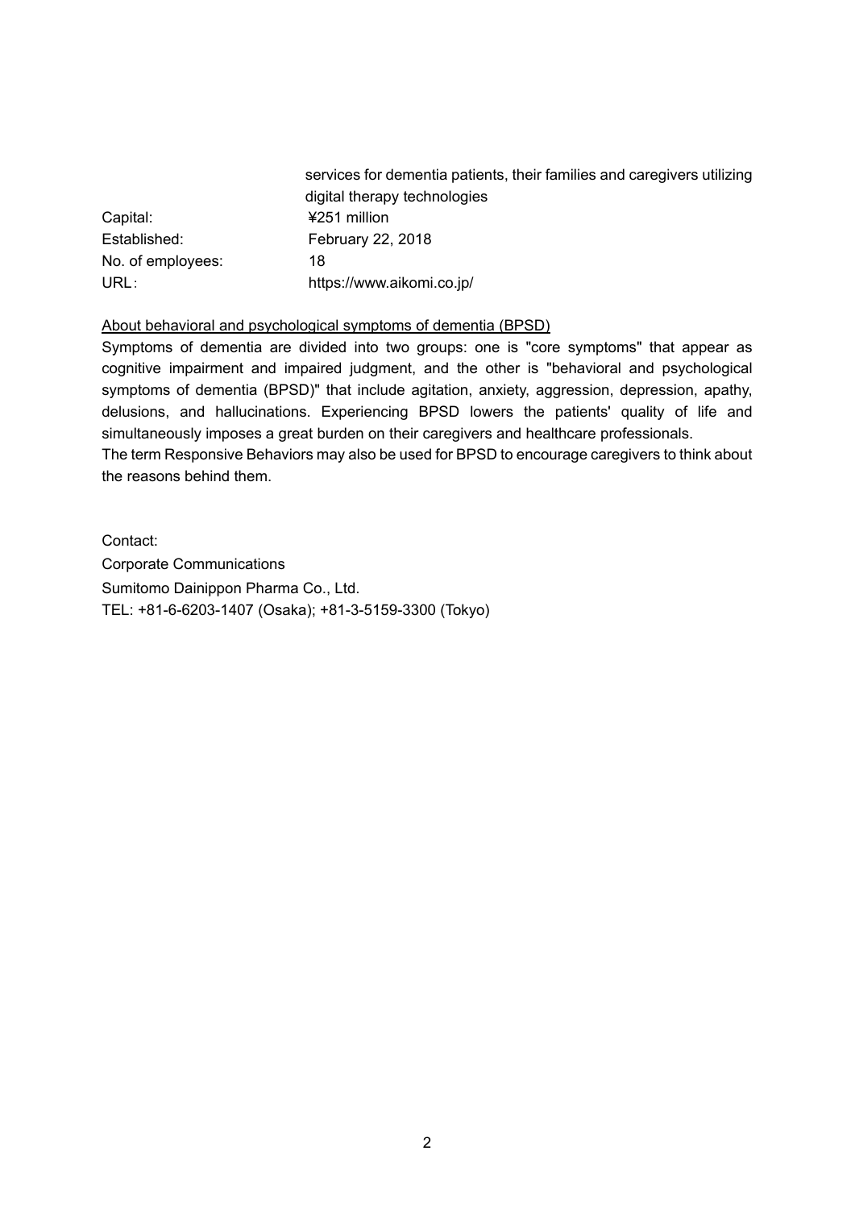| | |
|---|---|
| | services for dementia patients, their families and caregivers utilizing digital therapy technologies |
| Capital: | ¥251 million |
| Established: | February 22, 2018 |
| No. of employees: | 18 |
| URL: | https://www.aikomi.co.jp/ |

About behavioral and psychological symptoms of dementia (BPSD)

Symptoms of dementia are divided into two groups: one is "core symptoms" that appear as cognitive impairment and impaired judgment, and the other is "behavioral and psychological symptoms of dementia (BPSD)" that include agitation, anxiety, aggression, depression, apathy, delusions, and hallucinations. Experiencing BPSD lowers the patients' quality of life and simultaneously imposes a great burden on their caregivers and healthcare professionals.
The term Responsive Behaviors may also be used for BPSD to encourage caregivers to think about the reasons behind them.

Contact:
Corporate Communications
Sumitomo Dainippon Pharma Co., Ltd.
TEL: +81-6-6203-1407 (Osaka); +81-3-5159-3300 (Tokyo)